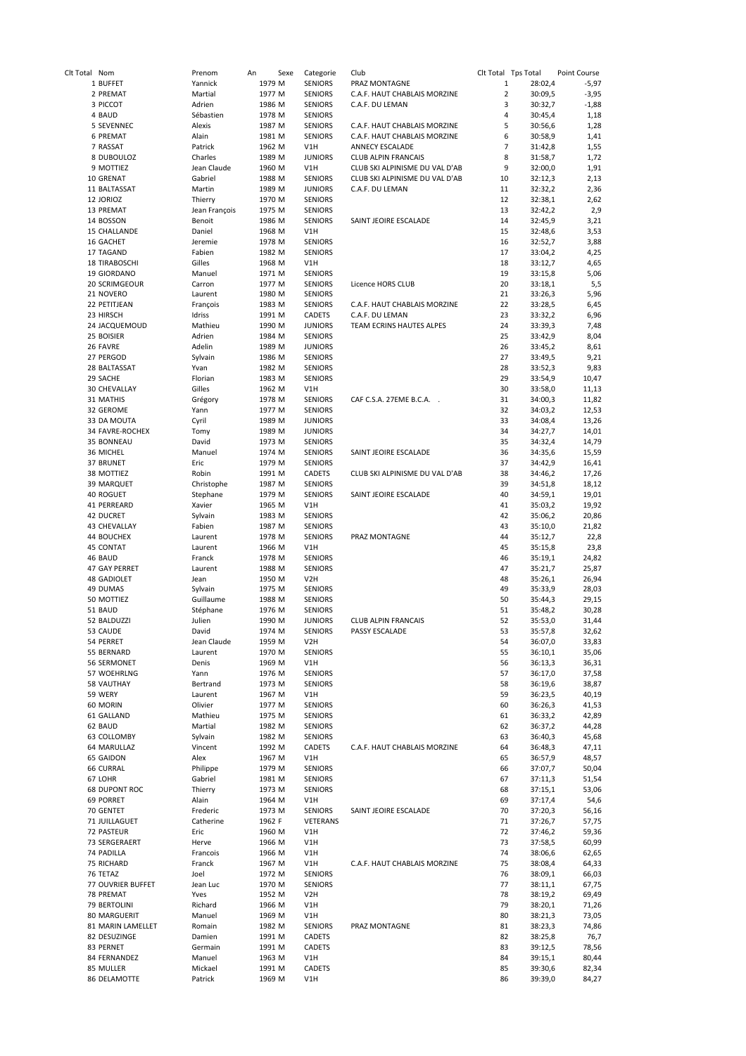| Clt Total | Nom | Prenom | An | Sexe | Categorie | Club | Clt Total | Tps Total | Point Course |
|---|---|---|---|---|---|---|---|---|---|
| 1 | BUFFET | Yannick | 1979 | M | SENIORS | PRAZ MONTAGNE | 1 | 28:02,4 | -5,97 |
| 2 | PREMAT | Martial | 1977 | M | SENIORS | C.A.F. HAUT CHABLAIS MORZINE | 2 | 30:09,5 | -3,95 |
| 3 | PICCOT | Adrien | 1986 | M | SENIORS | C.A.F. DU LEMAN | 3 | 30:32,7 | -1,88 |
| 4 | BAUD | Sébastien | 1978 | M | SENIORS | | 4 | 30:45,4 | 1,18 |
| 5 | SEVENNEC | Alexis | 1987 | M | SENIORS | C.A.F. HAUT CHABLAIS MORZINE | 5 | 30:56,6 | 1,28 |
| 6 | PREMAT | Alain | 1981 | M | SENIORS | C.A.F. HAUT CHABLAIS MORZINE | 6 | 30:58,9 | 1,41 |
| 7 | RASSAT | Patrick | 1962 | M | V1H | ANNECY ESCALADE | 7 | 31:42,8 | 1,55 |
| 8 | DUBOULOZ | Charles | 1989 | M | JUNIORS | CLUB ALPIN FRANCAIS | 8 | 31:58,7 | 1,72 |
| 9 | MOTTIEZ | Jean Claude | 1960 | M | V1H | CLUB SKI ALPINISME DU VAL D'AB | 9 | 32:00,0 | 1,91 |
| 10 | GRENAT | Gabriel | 1988 | M | SENIORS | CLUB SKI ALPINISME DU VAL D'AB | 10 | 32:12,3 | 2,13 |
| 11 | BALTASSAT | Martin | 1989 | M | JUNIORS | C.A.F. DU LEMAN | 11 | 32:32,2 | 2,36 |
| 12 | JORIOZ | Thierry | 1970 | M | SENIORS | | 12 | 32:38,1 | 2,62 |
| 13 | PREMAT | Jean François | 1975 | M | SENIORS | | 13 | 32:42,2 | 2,9 |
| 14 | BOSSON | Benoit | 1986 | M | SENIORS | SAINT JEOIRE ESCALADE | 14 | 32:45,9 | 3,21 |
| 15 | CHALLANDE | Daniel | 1968 | M | V1H | | 15 | 32:48,6 | 3,53 |
| 16 | GACHET | Jeremie | 1978 | M | SENIORS | | 16 | 32:52,7 | 3,88 |
| 17 | TAGAND | Fabien | 1982 | M | SENIORS | | 17 | 33:04,2 | 4,25 |
| 18 | TIRABOSCHI | Gilles | 1968 | M | V1H | | 18 | 33:12,7 | 4,65 |
| 19 | GIORDANO | Manuel | 1971 | M | SENIORS | | 19 | 33:15,8 | 5,06 |
| 20 | SCRIMGEOUR | Carron | 1977 | M | SENIORS | Licence HORS CLUB | 20 | 33:18,1 | 5,5 |
| 21 | NOVERO | Laurent | 1980 | M | SENIORS | | 21 | 33:26,3 | 5,96 |
| 22 | PETITJEAN | François | 1983 | M | SENIORS | C.A.F. HAUT CHABLAIS MORZINE | 22 | 33:28,5 | 6,45 |
| 23 | HIRSCH | Idriss | 1991 | M | CADETS | C.A.F. DU LEMAN | 23 | 33:32,2 | 6,96 |
| 24 | JACQUEMOUD | Mathieu | 1990 | M | JUNIORS | TEAM ECRINS HAUTES ALPES | 24 | 33:39,3 | 7,48 |
| 25 | BOISIER | Adrien | 1984 | M | SENIORS | | 25 | 33:42,9 | 8,04 |
| 26 | FAVRE | Adelin | 1989 | M | JUNIORS | | 26 | 33:45,2 | 8,61 |
| 27 | PERGOD | Sylvain | 1986 | M | SENIORS | | 27 | 33:49,5 | 9,21 |
| 28 | BALTASSAT | Yvan | 1982 | M | SENIORS | | 28 | 33:52,3 | 9,83 |
| 29 | SACHE | Florian | 1983 | M | SENIORS | | 29 | 33:54,9 | 10,47 |
| 30 | CHEVALLAY | Gilles | 1962 | M | V1H | | 30 | 33:58,0 | 11,13 |
| 31 | MATHIS | Grégory | 1978 | M | SENIORS | CAF C.S.A. 27EME B.C.A. . | 31 | 34:00,3 | 11,82 |
| 32 | GEROME | Yann | 1977 | M | SENIORS | | 32 | 34:03,2 | 12,53 |
| 33 | DA MOUTA | Cyril | 1989 | M | JUNIORS | | 33 | 34:08,4 | 13,26 |
| 34 | FAVRE-ROCHEX | Tomy | 1989 | M | JUNIORS | | 34 | 34:27,7 | 14,01 |
| 35 | BONNEAU | David | 1973 | M | SENIORS | | 35 | 34:32,4 | 14,79 |
| 36 | MICHEL | Manuel | 1974 | M | SENIORS | SAINT JEOIRE ESCALADE | 36 | 34:35,6 | 15,59 |
| 37 | BRUNET | Eric | 1979 | M | SENIORS | | 37 | 34:42,9 | 16,41 |
| 38 | MOTTIEZ | Robin | 1991 | M | CADETS | CLUB SKI ALPINISME DU VAL D'AB | 38 | 34:46,2 | 17,26 |
| 39 | MARQUET | Christophe | 1987 | M | SENIORS | | 39 | 34:51,8 | 18,12 |
| 40 | ROGUET | Stephane | 1979 | M | SENIORS | SAINT JEOIRE ESCALADE | 40 | 34:59,1 | 19,01 |
| 41 | PERREARD | Xavier | 1965 | M | V1H | | 41 | 35:03,2 | 19,92 |
| 42 | DUCRET | Sylvain | 1983 | M | SENIORS | | 42 | 35:06,2 | 20,86 |
| 43 | CHEVALLAY | Fabien | 1987 | M | SENIORS | | 43 | 35:10,0 | 21,82 |
| 44 | BOUCHEX | Laurent | 1978 | M | SENIORS | PRAZ MONTAGNE | 44 | 35:12,7 | 22,8 |
| 45 | CONTAT | Laurent | 1966 | M | V1H | | 45 | 35:15,8 | 23,8 |
| 46 | BAUD | Franck | 1978 | M | SENIORS | | 46 | 35:19,1 | 24,82 |
| 47 | GAY PERRET | Laurent | 1988 | M | SENIORS | | 47 | 35:21,7 | 25,87 |
| 48 | GADIOLET | Jean | 1950 | M | V2H | | 48 | 35:26,1 | 26,94 |
| 49 | DUMAS | Sylvain | 1975 | M | SENIORS | | 49 | 35:33,9 | 28,03 |
| 50 | MOTTIEZ | Guillaume | 1988 | M | SENIORS | | 50 | 35:44,3 | 29,15 |
| 51 | BAUD | Stéphane | 1976 | M | SENIORS | | 51 | 35:48,2 | 30,28 |
| 52 | BALDUZZI | Julien | 1990 | M | JUNIORS | CLUB ALPIN FRANCAIS | 52 | 35:53,0 | 31,44 |
| 53 | CAUDE | David | 1974 | M | SENIORS | PASSY ESCALADE | 53 | 35:57,8 | 32,62 |
| 54 | PERRET | Jean Claude | 1959 | M | V2H | | 54 | 36:07,0 | 33,83 |
| 55 | BERNARD | Laurent | 1970 | M | SENIORS | | 55 | 36:10,1 | 35,06 |
| 56 | SERMONET | Denis | 1969 | M | V1H | | 56 | 36:13,3 | 36,31 |
| 57 | WOEHRLNG | Yann | 1976 | M | SENIORS | | 57 | 36:17,0 | 37,58 |
| 58 | VAUTHAY | Bertrand | 1973 | M | SENIORS | | 58 | 36:19,6 | 38,87 |
| 59 | WERY | Laurent | 1967 | M | V1H | | 59 | 36:23,5 | 40,19 |
| 60 | MORIN | Olivier | 1977 | M | SENIORS | | 60 | 36:26,3 | 41,53 |
| 61 | GALLAND | Mathieu | 1975 | M | SENIORS | | 61 | 36:33,2 | 42,89 |
| 62 | BAUD | Martial | 1982 | M | SENIORS | | 62 | 36:37,2 | 44,28 |
| 63 | COLLOMBY | Sylvain | 1982 | M | SENIORS | | 63 | 36:40,3 | 45,68 |
| 64 | MARULLAZ | Vincent | 1992 | M | CADETS | C.A.F. HAUT CHABLAIS MORZINE | 64 | 36:48,3 | 47,11 |
| 65 | GAIDON | Alex | 1967 | M | V1H | | 65 | 36:57,9 | 48,57 |
| 66 | CURRAL | Philippe | 1979 | M | SENIORS | | 66 | 37:07,7 | 50,04 |
| 67 | LOHR | Gabriel | 1981 | M | SENIORS | | 67 | 37:11,3 | 51,54 |
| 68 | DUPONT ROC | Thierry | 1973 | M | SENIORS | | 68 | 37:15,1 | 53,06 |
| 69 | PORRET | Alain | 1964 | M | V1H | | 69 | 37:17,4 | 54,6 |
| 70 | GENTET | Frederic | 1973 | M | SENIORS | SAINT JEOIRE ESCALADE | 70 | 37:20,3 | 56,16 |
| 71 | JUILLAGUET | Catherine | 1962 | F | VETERANS | | 71 | 37:26,7 | 57,75 |
| 72 | PASTEUR | Eric | 1960 | M | V1H | | 72 | 37:46,2 | 59,36 |
| 73 | SERGERAERT | Herve | 1966 | M | V1H | | 73 | 37:58,5 | 60,99 |
| 74 | PADILLA | Francois | 1966 | M | V1H | | 74 | 38:06,6 | 62,65 |
| 75 | RICHARD | Franck | 1967 | M | V1H | C.A.F. HAUT CHABLAIS MORZINE | 75 | 38:08,4 | 64,33 |
| 76 | TETAZ | Joel | 1972 | M | SENIORS | | 76 | 38:09,1 | 66,03 |
| 77 | OUVRIER BUFFET | Jean Luc | 1970 | M | SENIORS | | 77 | 38:11,1 | 67,75 |
| 78 | PREMAT | Yves | 1952 | M | V2H | | 78 | 38:19,2 | 69,49 |
| 79 | BERTOLINI | Richard | 1966 | M | V1H | | 79 | 38:20,1 | 71,26 |
| 80 | MARGUERIT | Manuel | 1969 | M | V1H | | 80 | 38:21,3 | 73,05 |
| 81 | MARIN LAMELLET | Romain | 1982 | M | SENIORS | PRAZ MONTAGNE | 81 | 38:23,3 | 74,86 |
| 82 | DESUZINGE | Damien | 1991 | M | CADETS | | 82 | 38:25,8 | 76,7 |
| 83 | PERNET | Germain | 1991 | M | CADETS | | 83 | 39:12,5 | 78,56 |
| 84 | FERNANDEZ | Manuel | 1963 | M | V1H | | 84 | 39:15,1 | 80,44 |
| 85 | MULLER | Mickael | 1991 | M | CADETS | | 85 | 39:30,6 | 82,34 |
| 86 | DELAMOTTE | Patrick | 1969 | M | V1H | | 86 | 39:39,0 | 84,27 |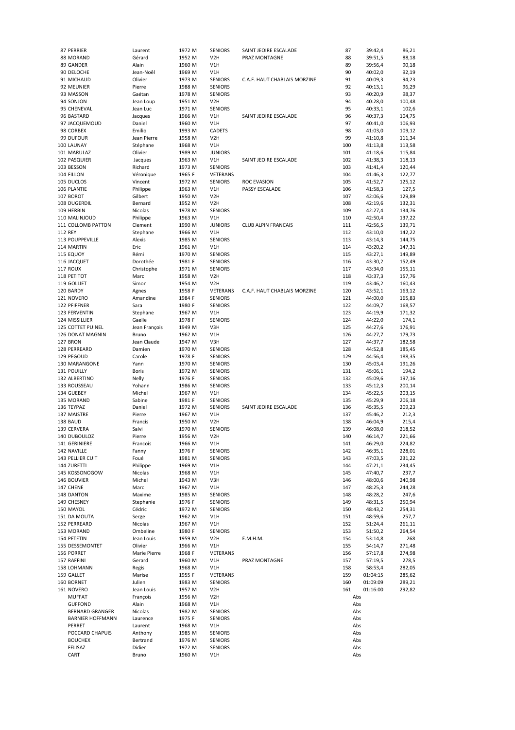| | | | | | | | | | |
|---|---|---|---|---|---|---|---|---|---|
| 87 | PERRIER | Laurent | 1972 | M | SENIORS | SAINT JEOIRE ESCALADE | 87 | 39:42,4 | 86,21 |
| 88 | MORAND | Gérard | 1952 | M | V2H | PRAZ MONTAGNE | 88 | 39:51,5 | 88,18 |
| 89 | GANDER | Alain | 1960 | M | V1H | | 89 | 39:56,4 | 90,18 |
| 90 | DELOCHE | Jean-Noêl | 1969 | M | V1H | | 90 | 40:02,0 | 92,19 |
| 91 | MICHAUD | Olivier | 1973 | M | SENIORS | C.A.F. HAUT CHABLAIS MORZINE | 91 | 40:09,3 | 94,23 |
| 92 | MEUNIER | Pierre | 1988 | M | SENIORS | | 92 | 40:13,1 | 96,29 |
| 93 | MASSON | Gaétan | 1978 | M | SENIORS | | 93 | 40:20,9 | 98,37 |
| 94 | SONJON | Jean Loup | 1951 | M | V2H | | 94 | 40:28,0 | 100,48 |
| 95 | CHENEVAL | Jean Luc | 1971 | M | SENIORS | | 95 | 40:33,1 | 102,6 |
| 96 | BASTARD | Jacques | 1966 | M | V1H | SAINT JEOIRE ESCALADE | 96 | 40:37,3 | 104,75 |
| 97 | JACQUEMOUD | Daniel | 1960 | M | V1H | | 97 | 40:41,0 | 106,93 |
| 98 | CORBEX | Emilio | 1993 | M | CADETS | | 98 | 41:03,0 | 109,12 |
| 99 | DUFOUR | Jean Pierre | 1958 | M | V2H | | 99 | 41:10,8 | 111,34 |
| 100 | LAUNAY | Stéphane | 1968 | M | V1H | | 100 | 41:13,8 | 113,58 |
| 101 | MARULAZ | Olivier | 1989 | M | JUNIORS | | 101 | 41:18,6 | 115,84 |
| 102 | PASQUIER | Jacques | 1963 | M | V1H | SAINT JEOIRE ESCALADE | 102 | 41:38,3 | 118,13 |
| 103 | BESSON | Richard | 1973 | M | SENIORS | | 103 | 41:41,4 | 120,44 |
| 104 | FILLON | Véronique | 1965 | F | VETERANS | | 104 | 41:46,3 | 122,77 |
| 105 | DUCLOS | Vincent | 1972 | M | SENIORS | ROC EVASION | 105 | 41:52,7 | 125,12 |
| 106 | PLANTIE | Philippe | 1963 | M | V1H | PASSY ESCALADE | 106 | 41:58,3 | 127,5 |
| 107 | BOROT | Gilbert | 1950 | M | V2H | | 107 | 42:06,6 | 129,89 |
| 108 | DUGERDIL | Bernard | 1952 | M | V2H | | 108 | 42:19,6 | 132,31 |
| 109 | HERBIN | Nicolas | 1978 | M | SENIORS | | 109 | 42:27,4 | 134,76 |
| 110 | MALINJOUD | Philippe | 1963 | M | V1H | | 110 | 42:50,4 | 137,22 |
| 111 | COLLOMB PATTON | Clement | 1990 | M | JUNIORS | CLUB ALPIN FRANCAIS | 111 | 42:56,5 | 139,71 |
| 112 | REY | Stephane | 1966 | M | V1H | | 112 | 43:10,0 | 142,22 |
| 113 | POUPPEVILLE | Alexis | 1985 | M | SENIORS | | 113 | 43:14,3 | 144,75 |
| 114 | MARTIN | Eric | 1961 | M | V1H | | 114 | 43:20,2 | 147,31 |
| 115 | EQUOY | Rémi | 1970 | M | SENIORS | | 115 | 43:27,1 | 149,89 |
| 116 | JACQUET | Dorothée | 1981 | F | SENIORS | | 116 | 43:30,2 | 152,49 |
| 117 | ROUX | Christophe | 1971 | M | SENIORS | | 117 | 43:34,0 | 155,11 |
| 118 | PETITOT | Marc | 1958 | M | V2H | | 118 | 43:37,3 | 157,76 |
| 119 | GOLLIET | Simon | 1954 | M | V2H | | 119 | 43:46,2 | 160,43 |
| 120 | BARDY | Agnes | 1958 | F | VETERANS | C.A.F. HAUT CHABLAIS MORZINE | 120 | 43:52,1 | 163,12 |
| 121 | NOVERO | Amandine | 1984 | F | SENIORS | | 121 | 44:00,0 | 165,83 |
| 122 | PFIFFNER | Sara | 1980 | F | SENIORS | | 122 | 44:09,7 | 168,57 |
| 123 | FERVENTIN | Stephane | 1967 | M | V1H | | 123 | 44:19,9 | 171,32 |
| 124 | MISSILLIER | Gaelle | 1978 | F | SENIORS | | 124 | 44:22,0 | 174,1 |
| 125 | COTTET PUINEL | Jean François | 1949 | M | V3H | | 125 | 44:27,6 | 176,91 |
| 126 | DONAT MAGNIN | Bruno | 1962 | M | V1H | | 126 | 44:27,7 | 179,73 |
| 127 | BRON | Jean Claude | 1947 | M | V3H | | 127 | 44:37,7 | 182,58 |
| 128 | PERREARD | Damien | 1970 | M | SENIORS | | 128 | 44:52,8 | 185,45 |
| 129 | PEGOUD | Carole | 1978 | F | SENIORS | | 129 | 44:56,4 | 188,35 |
| 130 | MARANGONE | Yann | 1970 | M | SENIORS | | 130 | 45:03,4 | 191,26 |
| 131 | POUILLY | Boris | 1972 | M | SENIORS | | 131 | 45:06,1 | 194,2 |
| 132 | ALBERTINO | Nelly | 1976 | F | SENIORS | | 132 | 45:09,6 | 197,16 |
| 133 | ROUSSEAU | Yohann | 1986 | M | SENIORS | | 133 | 45:12,3 | 200,14 |
| 134 | GUEBEY | Michel | 1967 | M | V1H | | 134 | 45:22,5 | 203,15 |
| 135 | MORAND | Sabine | 1981 | F | SENIORS | | 135 | 45:29,9 | 206,18 |
| 136 | TEYPAZ | Daniel | 1972 | M | SENIORS | SAINT JEOIRE ESCALADE | 136 | 45:35,5 | 209,23 |
| 137 | MAISTRE | Pierre | 1967 | M | V1H | | 137 | 45:46,2 | 212,3 |
| 138 | BAUD | Francis | 1950 | M | V2H | | 138 | 46:04,9 | 215,4 |
| 139 | CERVERA | Salvi | 1970 | M | SENIORS | | 139 | 46:08,0 | 218,52 |
| 140 | DUBOULOZ | Pierre | 1956 | M | V2H | | 140 | 46:14,7 | 221,66 |
| 141 | GERINIERE | Francois | 1966 | M | V1H | | 141 | 46:29,0 | 224,82 |
| 142 | NAVILLE | Fanny | 1976 | F | SENIORS | | 142 | 46:35,1 | 228,01 |
| 143 | PELLIER CUIT | Foué | 1981 | M | SENIORS | | 143 | 47:03,5 | 231,22 |
| 144 | ZURETTI | Philippe | 1969 | M | V1H | | 144 | 47:21,1 | 234,45 |
| 145 | KOSSONOGOW | Nicolas | 1968 | M | V1H | | 145 | 47:40,7 | 237,7 |
| 146 | BOUVIER | Michel | 1943 | M | V3H | | 146 | 48:00,6 | 240,98 |
| 147 | CHENE | Marc | 1967 | M | V1H | | 147 | 48:25,3 | 244,28 |
| 148 | DANTON | Maxime | 1985 | M | SENIORS | | 148 | 48:28,2 | 247,6 |
| 149 | CHESNEY | Stephanie | 1976 | F | SENIORS | | 149 | 48:31,5 | 250,94 |
| 150 | MAYOL | Cédric | 1972 | M | SENIORS | | 150 | 48:43,2 | 254,31 |
| 151 | DA MOUTA | Serge | 1962 | M | V1H | | 151 | 48:59,6 | 257,7 |
| 152 | PERREARD | Nicolas | 1967 | M | V1H | | 152 | 51:24,4 | 261,11 |
| 153 | MORAND | Ombeline | 1980 | F | SENIORS | | 153 | 51:50,2 | 264,54 |
| 154 | PETETIN | Jean Louis | 1959 | M | V2H | E.M.H.M. | 154 | 53:14,8 | 268 |
| 155 | DESSEMONTET | Olivier | 1966 | M | V1H | | 155 | 54:14,7 | 271,48 |
| 156 | PORRET | Marie Pierre | 1968 | F | VETERANS | | 156 | 57:17,8 | 274,98 |
| 157 | RAFFINI | Gerard | 1960 | M | V1H | PRAZ MONTAGNE | 157 | 57:19,5 | 278,5 |
| 158 | LOHMANN | Regis | 1968 | M | V1H | | 158 | 58:53,4 | 282,05 |
| 159 | GALLET | Marise | 1955 | F | VETERANS | | 159 | 01:04:15 | 285,62 |
| 160 | BORNET | Julien | 1983 | M | SENIORS | | 160 | 01:09:09 | 289,21 |
| 161 | NOVERO | Jean Louis | 1957 | M | V2H | | 161 | 01:16:00 | 292,82 |
| | MUFFAT | François | 1956 | M | V2H | | Abs | | |
| | GUFFOND | Alain | 1968 | M | V1H | | Abs | | |
| | BERNARD GRANGER | Nicolas | 1982 | M | SENIORS | | Abs | | |
| | BARNIER HOFFMANN | Laurence | 1975 | F | SENIORS | | Abs | | |
| | PERRET | Laurent | 1968 | M | V1H | | Abs | | |
| | POCCARD CHAPUIS | Anthony | 1985 | M | SENIORS | | Abs | | |
| | BOUCHEX | Bertrand | 1976 | M | SENIORS | | Abs | | |
| | FELISAZ | Didier | 1972 | M | SENIORS | | Abs | | |
| | CART | Bruno | 1960 | M | V1H | | Abs | | |